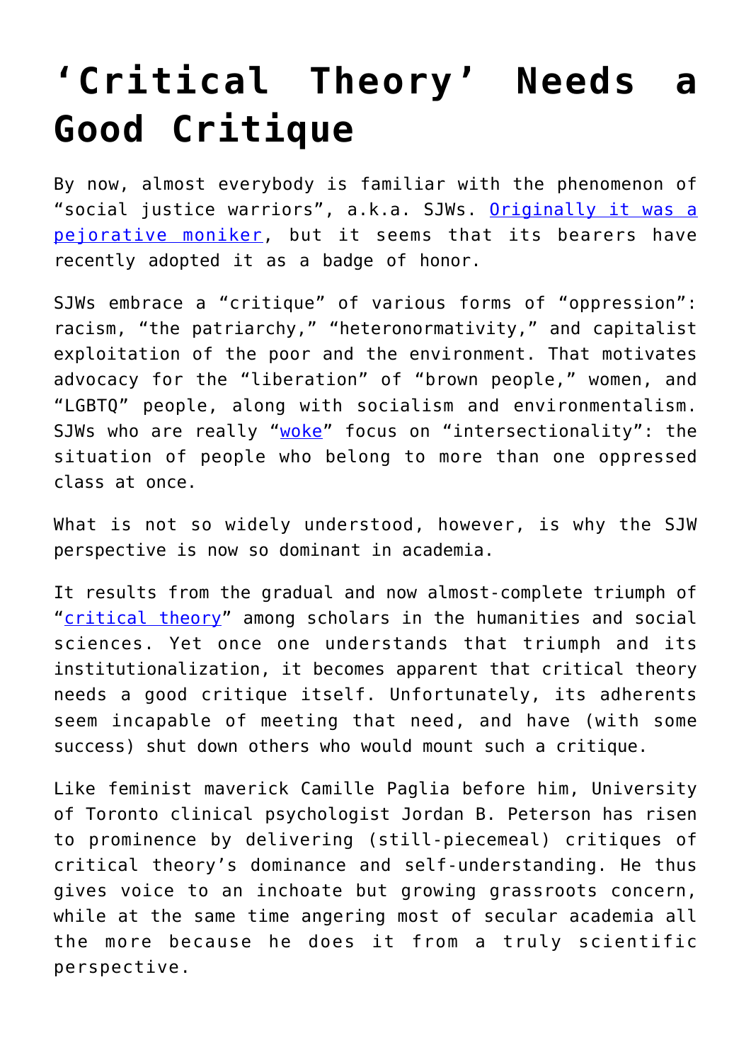# ‘Critical Theory’ Needs a Good Critique

By now, almost everybody is familiar with the phenomenon of “social justice warriors”, a.k.a. SJWs. [Originally it was a pejorative moniker](), but it seems that its bearers have recently adopted it as a badge of honor.

SJWs embrace a “critique” of various forms of “oppression”: racism, “the patriarchy,” “heteronormativity,” and capitalist exploitation of the poor and the environment. That motivates advocacy for the “liberation” of “brown people,” women, and “LGBTQ” people, along with socialism and environmentalism. SJWs who are really “[woke]()” focus on “intersectionality”: the situation of people who belong to more than one oppressed class at once.

What is not so widely understood, however, is why the SJW perspective is now so dominant in academia.

It results from the gradual and now almost-complete triumph of “[critical theory]()” among scholars in the humanities and social sciences. Yet once one understands that triumph and its institutionalization, it becomes apparent that critical theory needs a good critique itself. Unfortunately, its adherents seem incapable of meeting that need, and have (with some success) shut down others who would mount such a critique.

Like feminist maverick Camille Paglia before him, University of Toronto clinical psychologist Jordan B. Peterson has risen to prominence by delivering (still-piecemeal) critiques of critical theory’s dominance and self-understanding. He thus gives voice to an inchoate but growing grassroots concern, while at the same time angering most of secular academia all the more because he does it from a truly scientific perspective.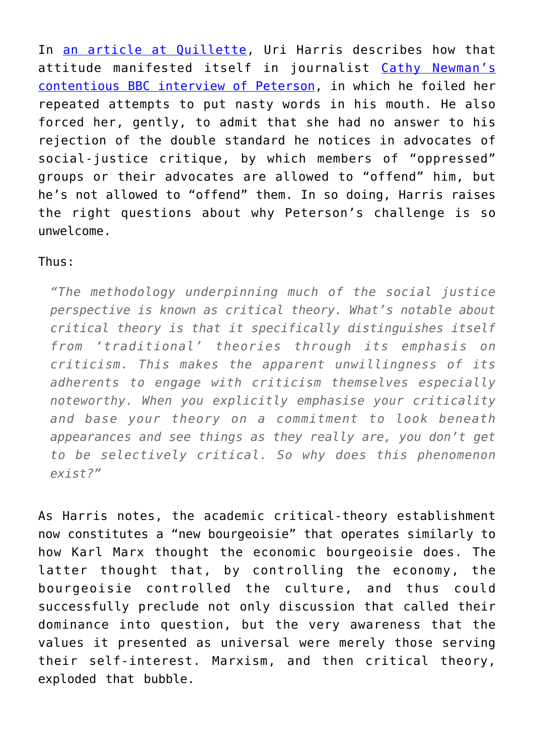In [an article at Quillette](), Uri Harris describes how that attitude manifested itself in journalist [Cathy Newman's contentious BBC interview of Peterson](), in which he foiled her repeated attempts to put nasty words in his mouth. He also forced her, gently, to admit that she had no answer to his rejection of the double standard he notices in advocates of social-justice critique, by which members of "oppressed" groups or their advocates are allowed to "offend" him, but he's not allowed to "offend" them. In so doing, Harris raises the right questions about why Peterson's challenge is so unwelcome.

Thus:

> *"The methodology underpinning much of the social justice perspective is known as critical theory. What's notable about critical theory is that it specifically distinguishes itself from 'traditional' theories through its emphasis on criticism. This makes the apparent unwillingness of its adherents to engage with criticism themselves especially noteworthy. When you explicitly emphasise your criticality and base your theory on a commitment to look beneath appearances and see things as they really are, you don't get to be selectively critical. So why does this phenomenon exist?"*

As Harris notes, the academic critical-theory establishment now constitutes a "new bourgeoisie" that operates similarly to how Karl Marx thought the economic bourgeoisie does. The latter thought that, by controlling the economy, the bourgeoisie controlled the culture, and thus could successfully preclude not only discussion that called their dominance into question, but the very awareness that the values it presented as universal were merely those serving their self-interest. Marxism, and then critical theory, exploded that bubble.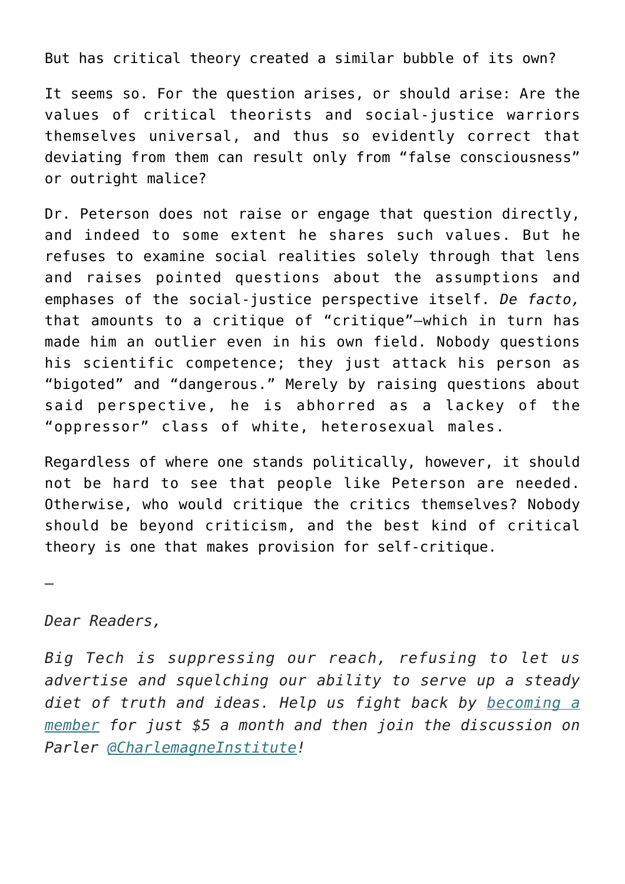But has critical theory created a similar bubble of its own?

It seems so. For the question arises, or should arise: Are the values of critical theorists and social-justice warriors themselves universal, and thus so evidently correct that deviating from them can result only from “false consciousness” or outright malice?

Dr. Peterson does not raise or engage that question directly, and indeed to some extent he shares such values. But he refuses to examine social realities solely through that lens and raises pointed questions about the assumptions and emphases of the social-justice perspective itself. *De facto,* that amounts to a critique of “critique”—which in turn has made him an outlier even in his own field. Nobody questions his scientific competence; they just attack his person as “bigoted” and “dangerous.” Merely by raising questions about said perspective, he is abhorred as a lackey of the “oppressor” class of white, heterosexual males.

Regardless of where one stands politically, however, it should not be hard to see that people like Peterson are needed. Otherwise, who would critique the critics themselves? Nobody should be beyond criticism, and the best kind of critical theory is one that makes provision for self-critique.

—

*Dear Readers,*

*Big Tech is suppressing our reach, refusing to let us advertise and squelching our ability to serve up a steady diet of truth and ideas. Help us fight back by [becoming a member](#) for just $5 a month and then join the discussion on Parler [@CharlemagneInstitute](#)!*